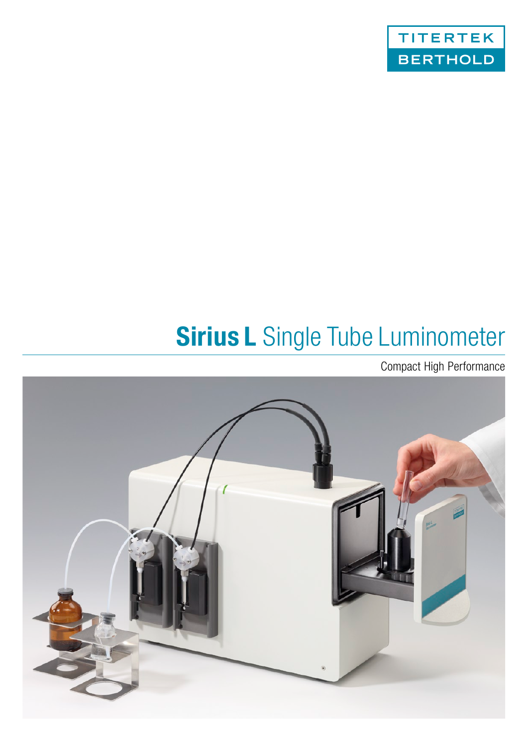TITERTEK BERTHOLD

# **Sirius L** Single Tube Luminometer

Compact High Performance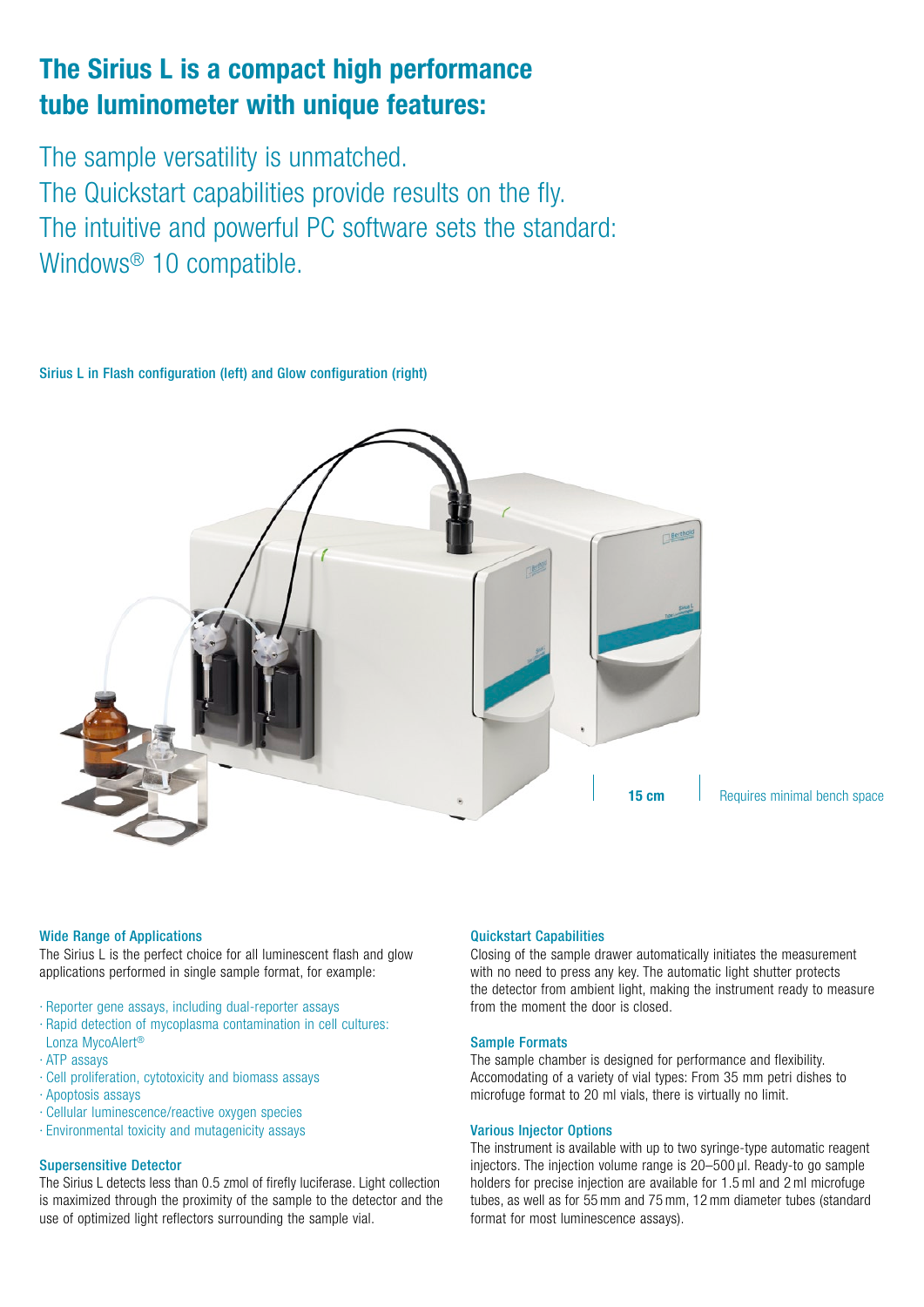# The Sirius L is a compact high performance tube luminometer with unique features:

The sample versatility is unmatched.
The Quickstart capabilities provide results on the fly.
The intuitive and powerful PC software sets the standard:
Windows® 10 compatible.

Sirius L in Flash configuration (left) and Glow configuration (right)

15 cm | Requires minimal bench space

### Wide Range of Applications

The Sirius L is the perfect choice for all luminescent flash and glow applications performed in single sample format, for example:

- Reporter gene assays, including dual-reporter assays
- Rapid detection of mycoplasma contamination in cell cultures: Lonza MycoAlert®
- ATP assays
- Cell proliferation, cytotoxicity and biomass assays
- Apoptosis assays
- Cellular luminescence/reactive oxygen species
- Environmental toxicity and mutagenicity assays

### Supersensitive Detector

The Sirius L detects less than 0.5 zmol of firefly luciferase. Light collection is maximized through the proximity of the sample to the detector and the use of optimized light reflectors surrounding the sample vial.

### Quickstart Capabilities

Closing of the sample drawer automatically initiates the measurement with no need to press any key. The automatic light shutter protects the detector from ambient light, making the instrument ready to measure from the moment the door is closed.

### Sample Formats

The sample chamber is designed for performance and flexibility. Accomodating of a variety of vial types: From 35 mm petri dishes to microfuge format to 20 ml vials, there is virtually no limit.

### Various Injector Options

The instrument is available with up to two syringe-type automatic reagent injectors. The injection volume range is 20–500 µl. Ready-to go sample holders for precise injection are available for 1.5 ml and 2 ml microfuge tubes, as well as for 55 mm and 75 mm, 12 mm diameter tubes (standard format for most luminescence assays).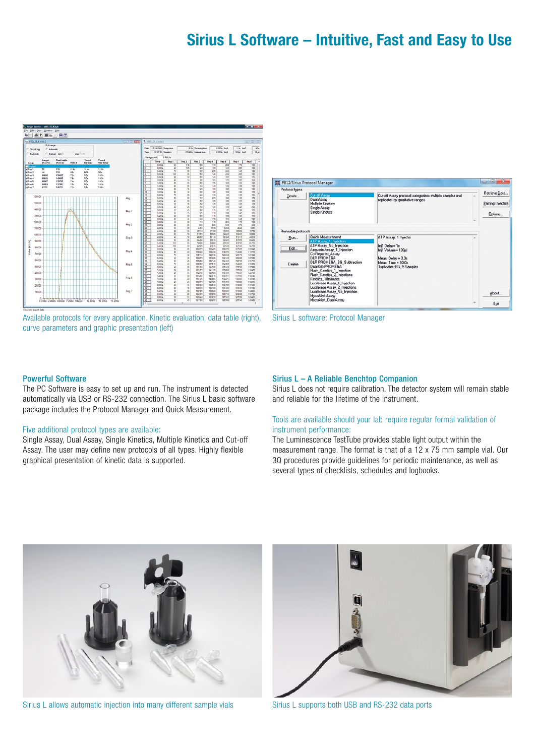# Sirius L Software – Intuitive, Fast and Easy to Use

Available protocols for every application. Kinetic evaluation, data table (right), curve parameters and graphic presentation (left)

Sirius L software: Protocol Manager

## Powerful Software

The PC Software is easy to set up and run. The instrument is detected automatically via USB or RS-232 connection. The Sirius L basic software package includes the Protocol Manager and Quick Measurement.

### Five additional protocol types are available:

Single Assay, Dual Assay, Single Kinetics, Multiple Kinetics and Cut-off Assay. The user may define new protocols of all types. Highly flexible graphical presentation of kinetic data is supported.

## Sirius L – A Reliable Benchtop Companion

Sirius L does not require calibration. The detector system will remain stable and reliable for the lifetime of the instrument.

### Tools are available should your lab require regular formal validation of instrument performance:

The Luminescence TestTube provides stable light output within the measurement range. The format is that of a 12 x 75 mm sample vial. Our 3Q procedures provide guidelines for periodic maintenance, as well as several types of checklists, schedules and logbooks.

Sirius L allows automatic injection into many different sample vials

Sirius L supports both USB and RS-232 data ports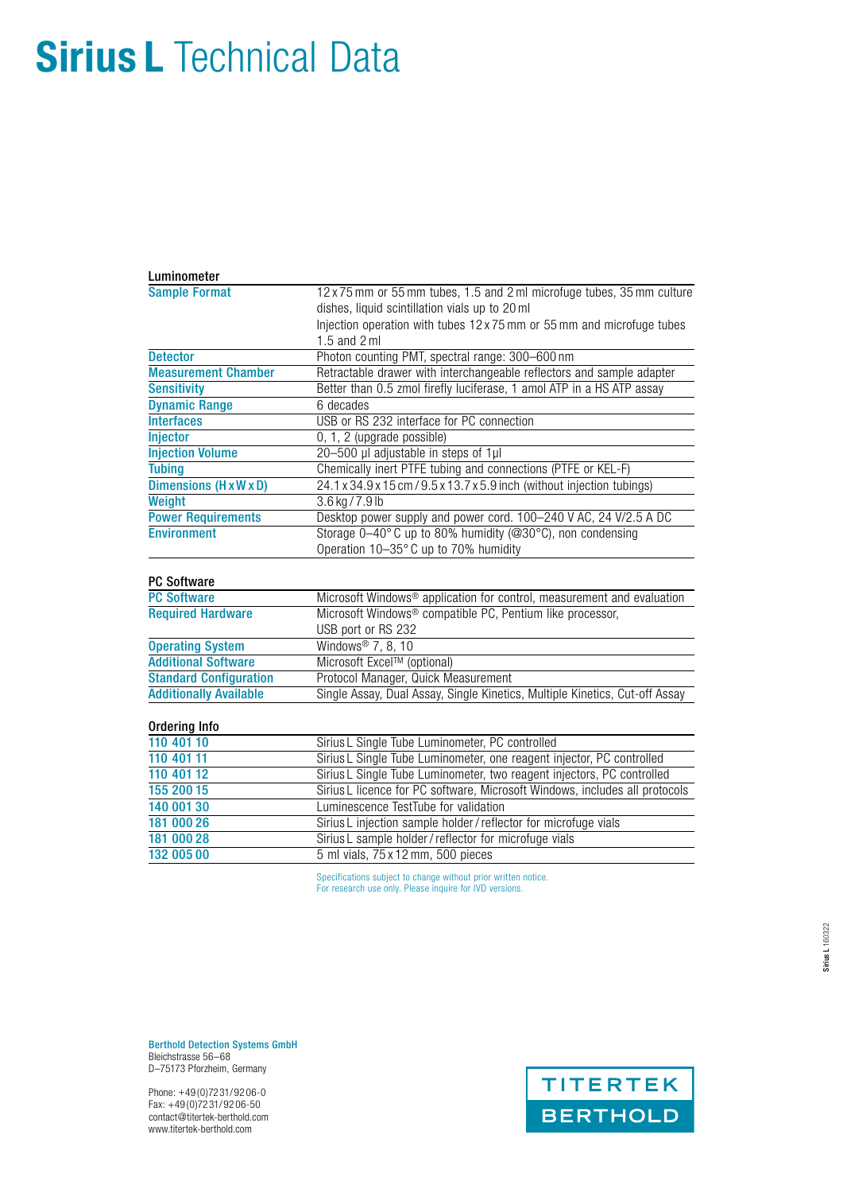# **Sirius L** Technical Data

### Luminometer

| | |
|---|---|
| Sample Format | 12 x 75 mm or 55 mm tubes, 1.5 and 2 ml microfuge tubes, 35 mm culture dishes, liquid scintillation vials up to 20 ml<br>Injection operation with tubes 12 x 75 mm or 55 mm and microfuge tubes 1.5 and 2 ml |
| Detector | Photon counting PMT, spectral range: 300–600 nm |
| Measurement Chamber | Retractable drawer with interchangeable reflectors and sample adapter |
| Sensitivity | Better than 0.5 zmol firefly luciferase, 1 amol ATP in a HS ATP assay |
| Dynamic Range | 6 decades |
| Interfaces | USB or RS 232 interface for PC connection |
| Injector | 0, 1, 2 (upgrade possible) |
| Injection Volume | 20–500 µl adjustable in steps of 1µl |
| Tubing | Chemically inert PTFE tubing and connections (PTFE or KEL-F) |
| Dimensions (H x W x D) | 24.1 x 34.9 x 15 cm / 9.5 x 13.7 x 5.9 inch (without injection tubings) |
| Weight | 3.6 kg / 7.9 lb |
| Power Requirements | Desktop power supply and power cord. 100–240 V AC, 24 V/2.5 A DC |
| Environment | Storage 0–40° C up to 80% humidity (@30°C), non condensing<br>Operation 10–35° C up to 70% humidity |

### PC Software

| | |
|---|---|
| PC Software | Microsoft Windows® application for control, measurement and evaluation |
| Required Hardware | Microsoft Windows® compatible PC, Pentium like processor, USB port or RS 232 |
| Operating System | Windows® 7, 8, 10 |
| Additional Software | Microsoft Excel™ (optional) |
| Standard Configuration | Protocol Manager, Quick Measurement |
| Additionally Available | Single Assay, Dual Assay, Single Kinetics, Multiple Kinetics, Cut-off Assay |

### Ordering Info

| | |
|---|---|
| 110 401 10 | Sirius L Single Tube Luminometer, PC controlled |
| 110 401 11 | Sirius L Single Tube Luminometer, one reagent injector, PC controlled |
| 110 401 12 | Sirius L Single Tube Luminometer, two reagent injectors, PC controlled |
| 155 200 15 | Sirius L licence for PC software, Microsoft Windows, includes all protocols |
| 140 001 30 | Luminescence TestTube for validation |
| 181 000 26 | Sirius L injection sample holder / reflector for microfuge vials |
| 181 000 28 | Sirius L sample holder / reflector for microfuge vials |
| 132 005 00 | 5 ml vials, 75 x 12 mm, 500 pieces |

Specifications subject to change without prior written notice.
For research use only. Please inquire for IVD versions.

Sirius L 160322

**Berthold Detection Systems GmbH**
Bleichstrasse 56–68
D–75173 Pforzheim, Germany

Phone: +49 (0)72 31/92 06-0
Fax: +49 (0)72 31/92 06-50
contact@titertek-berthold.com
www.titertek-berthold.com

TITERTEK BERTHOLD